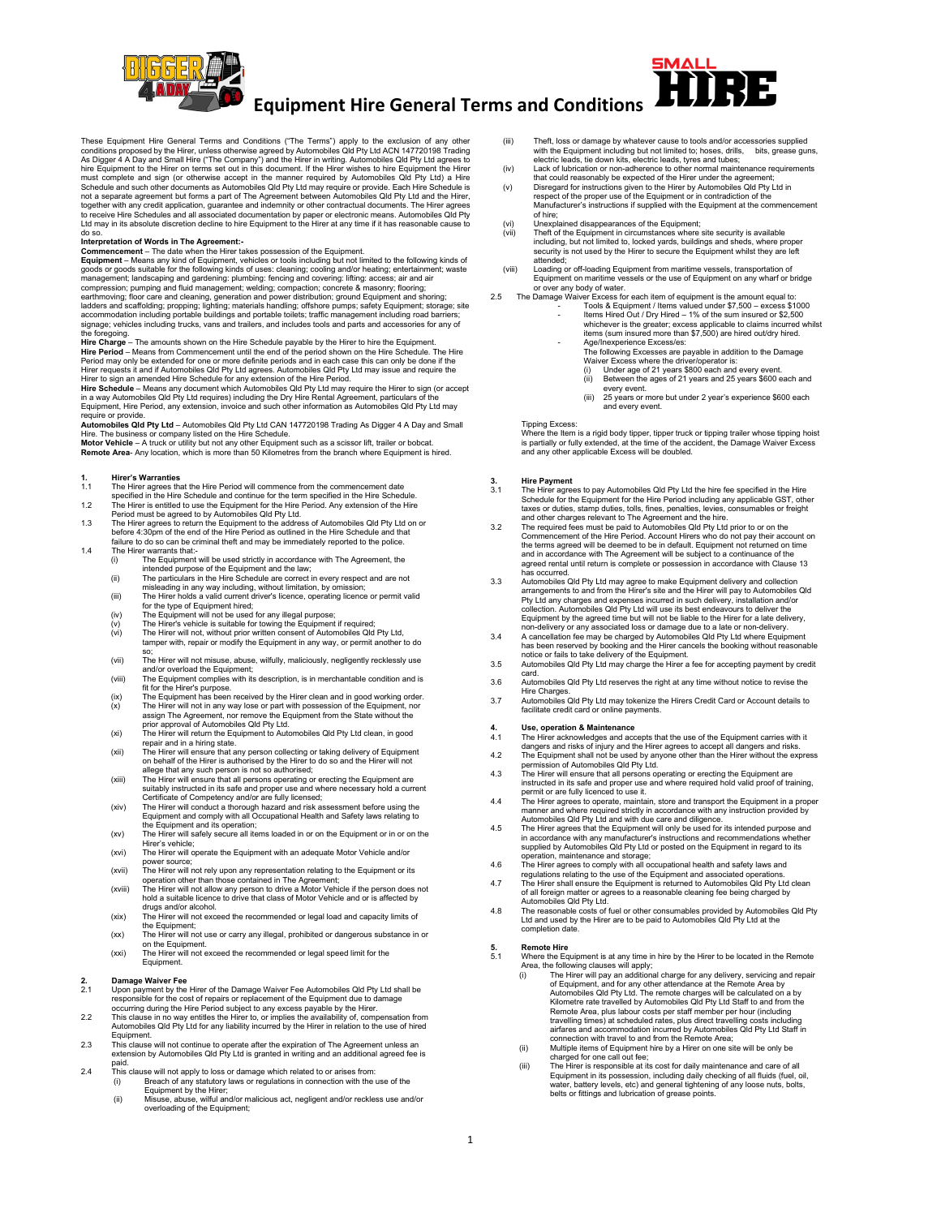# Equipment Hire General Terms and Conditions

These Equipment Hire General Terms and Conditions ("The Terms") apply to the exclusion of any other conditions proposed by the Hirer, unless otherwise agreed by Automobiles Qld Pty Ltd ACN 147720198 Trading As Digger 4 A Day and Small Hire ("The Company") and the Hirer in writing. Automobiles Qld Pty Ltd agrees to hire Equipment to the Hirer on terms set out in this document. If the Hirer wishes to hire Equipment the Hirer must complete and sign (or otherwise accept in the manner required by Automobiles Qld Pty Ltd) a Hire Schedule and such other documents as Automobiles Qld Pty Ltd may require or provide. Each Hire Schedule is not a separate agreement but forms a part of The Agreement between Automobiles Qld Pty Ltd and the Hirer, together with any credit application, guarantee and indemnity or other contractual documents. The Hirer agrees to receive Hire Schedules and all associated documentation by paper or electronic means. Automobiles Qld Pty Ltd may in its absolute discretion decline to hire Equipment to the Hirer at any time if it has reasonable cause to do so.

**Interpretation of Words in The Agreement:-**

**Commencement** – The date when the Hirer takes possession of the Equipment.

**Equipment** – Means any kind of Equipment, vehicles or tools including but not limited to the following kinds of goods or goods suitable for the following kinds of uses: cleaning; cooling and/or heating; entertainment; waste management; landscaping and gardening: plumbing: fencing and covering: lifting: access; air and air compression; pumping and fluid management; welding; compaction; concrete & masonry; flooring; earthmoving; floor care and cleaning, generation and power distribution; ground Equipment and shoring; ladders and scaffolding; propping; lighting; materials handling; offshore pumps; safety Equipment; storage; site accommodation including portable buildings and portable toilets; traffic management including road barriers; signage; vehicles including trucks, vans and trailers, and includes tools and parts and accessories for any of the foregoing.

**Hire Charge** – The amounts shown on the Hire Schedule payable by the Hirer to hire the Equipment.

**Hire Period** – Means from Commencement until the end of the period shown on the Hire Schedule. The Hire Period may only be extended for one or more definite periods and in each case this can only be done if the Hirer requests it and if Automobiles Qld Pty Ltd agrees. Automobiles Qld Pty Ltd may issue and require the Hirer to sign an amended Hire Schedule for any extension of the Hire Period.

**Hire Schedule** – Means any document which Automobiles Qld Pty Ltd may require the Hirer to sign (or accept in a way Automobiles Qld Pty Ltd requires) including the Dry Hire Rental Agreement, particulars of the Equipment, Hire Period, any extension, invoice and such other information as Automobiles Qld Pty Ltd may require or provide.

**Automobiles Qld Pty Ltd** – Automobiles Qld Pty Ltd CAN 147720198 Trading As Digger 4 A Day and Small Hire. The business or company listed on the Hire Schedule.

**Motor Vehicle** – A truck or utility but not any other Equipment such as a scissor lift, trailer or bobcat.

**Remote Area**- Any location, which is more than 50 Kilometres from the branch where Equipment is hired.

## 1. Hirer's Warranties

1.1 The Hirer agrees that the Hire Period will commence from the commencement date specified in the Hire Schedule and continue for the term specified in the Hire Schedule.

1.2 The Hirer is entitled to use the Equipment for the Hire Period. Any extension of the Hire Period must be agreed to by Automobiles Qld Pty Ltd.

1.3 The Hirer agrees to return the Equipment to the address of Automobiles Qld Pty Ltd on or before 4:30pm of the end of the Hire Period as outlined in the Hire Schedule and that failure to do so can be criminal theft and may be immediately reported to the police.

1.4 The Hirer warrants that:-

- (i) The Equipment will be used strictly in accordance with The Agreement, the intended purpose of the Equipment and the law;
- (ii) The particulars in the Hire Schedule are correct in every respect and are not misleading in any way including, without limitation, by omission;
- (iii) The Hirer holds a valid current driver's licence, operating licence or permit valid for the type of Equipment hired;
- (iv) The Equipment will not be used for any illegal purpose;
- (v) The Hirer's vehicle is suitable for towing the Equipment if required;
- (vi) The Hirer will not, without prior written consent of Automobiles Qld Pty Ltd, tamper with, repair or modify the Equipment in any way, or permit another to do so;
- (vii) The Hirer will not misuse, abuse, wilfully, maliciously, negligently recklessly use and/or overload the Equipment;
- (viii) The Equipment complies with its description, is in merchantable condition and is fit for the Hirer's purpose.
- (ix) The Equipment has been received by the Hirer clean and in good working order.
- (x) The Hirer will not in any way lose or part with possession of the Equipment, nor assign The Agreement, nor remove the Equipment from the State without the prior approval of Automobiles Qld Pty Ltd.
- (xi) The Hirer will return the Equipment to Automobiles Qld Pty Ltd clean, in good repair and in a hiring state.
- (xii) The Hirer will ensure that any person collecting or taking delivery of Equipment on behalf of the Hirer is authorised by the Hirer to do so and the Hirer will not allege that any such person is not so authorised;
- (xiii) The Hirer will ensure that all persons operating or erecting the Equipment are suitably instructed in its safe and proper use and where necessary hold a current Certificate of Competency and/or are fully licensed;
- (xiv) The Hirer will conduct a thorough hazard and risk assessment before using the Equipment and comply with all Occupational Health and Safety laws relating to the Equipment and its operation;
- (xv) The Hirer will safely secure all items loaded in or on the Equipment or in or on the Hirer's vehicle;
- (xvi) The Hirer will operate the Equipment with an adequate Motor Vehicle and/or power source;
- (xvii) The Hirer will not rely upon any representation relating to the Equipment or its operation other than those contained in The Agreement;
- (xviii) The Hirer will not allow any person to drive a Motor Vehicle if the person does not hold a suitable licence to drive that class of Motor Vehicle and or is affected by drugs and/or alcohol.
- (xix) The Hirer will not exceed the recommended or legal load and capacity limits of the Equipment;
- (xx) The Hirer will not use or carry any illegal, prohibited or dangerous substance in or on the Equipment.
- (xxi) The Hirer will not exceed the recommended or legal speed limit for the Equipment.

## 2. Damage Waiver Fee

2.1 Upon payment by the Hirer of the Damage Waiver Fee Automobiles Qld Pty Ltd shall be responsible for the cost of repairs or replacement of the Equipment due to damage occurring during the Hire Period subject to any excess payable by the Hirer.

2.2 This clause in no way entitles the Hirer to, or implies the availability of, compensation from Automobiles Qld Pty Ltd for any liability incurred by the Hirer in relation to the use of hired Equipment.

2.3 This clause will not continue to operate after the expiration of The Agreement unless an extension by Automobiles Qld Pty Ltd is granted in writing and an additional agreed fee is paid.

2.4 This clause will not apply to loss or damage which related to or arises from:

- (i) Breach of any statutory laws or regulations in connection with the use of the Equipment by the Hirer;
- (ii) Misuse, abuse, wilful and/or malicious act, negligent and/or reckless use and/or overloading of the Equipment;
- (iii) Theft, loss or damage by whatever cause to tools and/or accessories supplied with the Equipment including but not limited to; hoses, drills, bits, grease guns, electric leads, tie down kits, electric leads, tyres and tubes;
- (iv) Lack of lubrication or non-adherence to other normal maintenance requirements that could reasonably be expected of the Hirer under the agreement;
- (v) Disregard for instructions given to the Hirer by Automobiles Qld Pty Ltd in respect of the proper use of the Equipment or in contradiction of the Manufacturer's instructions if supplied with the Equipment at the commencement of hire;
- (vi) Unexplained disappearances of the Equipment;
- (vii) Theft of the Equipment in circumstances where site security is available including, but not limited to, locked yards, buildings and sheds, where proper security is not used by the Hirer to secure the Equipment whilst they are left attended;
- (viii) Loading or off-loading Equipment from maritime vessels, transportation of Equipment on maritime vessels or the use of Equipment on any wharf or bridge or over any body of water.

2.5 The Damage Waiver Excess for each item of equipment is the amount equal to:

- Tools & Equipment / Items valued under $7,500 – excess $1000
- Items Hired Out / Dry Hired – 1% of the sum insured or $2,500 whichever is the greater; excess applicable to claims incurred whilst items (sum insured more than $7,500) are hired out/dry hired.
- Age/Inexperience Excess/es:
  The following Excesses are payable in addition to the Damage Waiver Excess where the driver/operator is:
  - (i) Under age of 21 years $800 each and every event.
  - (ii) Between the ages of 21 years and 25 years $600 each and every event.
  - (iii) 25 years or more but under 2 year's experience $600 each and every event.

Tipping Excess:
Where the Item is a rigid body tipper, tipper truck or tipping trailer whose tipping hoist is partially or fully extended, at the time of the accident, the Damage Waiver Excess and any other applicable Excess will be doubled.

## 3. Hire Payment

3.1 The Hirer agrees to pay Automobiles Qld Pty Ltd the hire fee specified in the Hire Schedule for the Equipment for the Hire Period including any applicable GST, other taxes or duties, stamp duties, tolls, fines, penalties, levies, consumables or freight and other charges relevant to The Agreement and the hire.

3.2 The required fees must be paid to Automobiles Qld Pty Ltd prior to or on the Commencement of the Hire Period. Account Hirers who do not pay their account on the terms agreed will be deemed to be in default. Equipment not returned on time and in accordance with The Agreement will be subject to a continuance of the agreed rental until return is complete or possession in accordance with Clause 13 has occurred.

3.3 Automobiles Qld Pty Ltd may agree to make Equipment delivery and collection arrangements to and from the Hirer's site and the Hirer will pay to Automobiles Qld Pty Ltd any charges and expenses incurred in such delivery, installation and/or collection. Automobiles Qld Pty Ltd will use its best endeavours to deliver the Equipment by the agreed time but will not be liable to the Hirer for a late delivery, non-delivery or any associated loss or damage due to a late or non-delivery.

3.4 A cancellation fee may be charged by Automobiles Qld Pty Ltd where Equipment has been reserved by booking and the Hirer cancels the booking without reasonable notice or fails to take delivery of the Equipment.

3.5 Automobiles Qld Pty Ltd may charge the Hirer a fee for accepting payment by credit card.

3.6 Automobiles Qld Pty Ltd reserves the right at any time without notice to revise the Hire Charges.

3.7 Automobiles Qld Pty Ltd may tokenize the Hirers Credit Card or Account details to facilitate credit card or online payments.

## 4. Use, operation & Maintenance

4.1 The Hirer acknowledges and accepts that the use of the Equipment carries with it dangers and risks of injury and the Hirer agrees to accept all dangers and risks.

4.2 The Equipment shall not be used by anyone other than the Hirer without the express permission of Automobiles Qld Pty Ltd.

4.3 The Hirer will ensure that all persons operating or erecting the Equipment are instructed in its safe and proper use and where required hold valid proof of training, permit or are fully licenced to use it.

4.4 The Hirer agrees to operate, maintain, store and transport the Equipment in a proper manner and where required strictly in accordance with any instruction provided by Automobiles Qld Pty Ltd and with due care and diligence.

4.5 The Hirer agrees that the Equipment will only be used for its intended purpose and in accordance with any manufacturer's instructions and recommendations whether supplied by Automobiles Qld Pty Ltd or posted on the Equipment in regard to its operation, maintenance and storage;

4.6 The Hirer agrees to comply with all occupational health and safety laws and regulations relating to the use of the Equipment and associated operations.

4.7 The Hirer shall ensure the Equipment is returned to Automobiles Qld Pty Ltd clean of all foreign matter or agrees to a reasonable cleaning fee being charged by Automobiles Qld Pty Ltd.

4.8 The reasonable costs of fuel or other consumables provided by Automobiles Qld Pty Ltd and used by the Hirer are to be paid to Automobiles Qld Pty Ltd at the completion date.

## 5. Remote Hire

5.1 Where the Equipment is at any time in hire by the Hirer to be located in the Remote Area, the following clauses will apply;

- (i) The Hirer will pay an additional charge for any delivery, servicing and repair of Equipment, and for any other attendance at the Remote Area by Automobiles Qld Pty Ltd. The remote charges will be calculated on a by Kilometre rate travelled by Automobiles Qld Pty Ltd Staff to and from the Remote Area, plus labour costs per staff member per hour (including travelling times) at scheduled rates, plus direct travelling costs including airfares and accommodation incurred by Automobiles Qld Pty Ltd Staff in connection with travel to and from the Remote Area;
- (ii) Multiple items of Equipment hire by a Hirer on one site will be only be charged for one call out fee;
- (iii) The Hirer is responsible at its cost for daily maintenance and care of all Equipment in its possession, including daily checking of all fluids (fuel, oil, water, battery levels, etc) and general tightening of any loose nuts, bolts, belts or fittings and lubrication of grease points.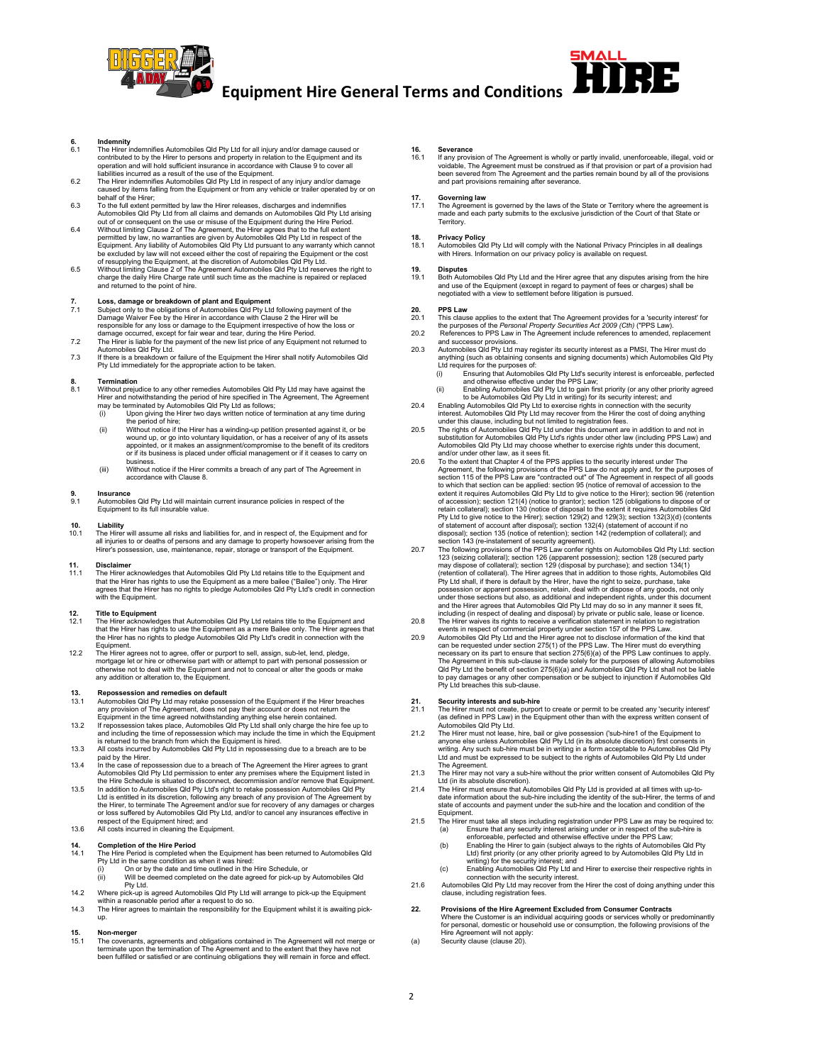# Equipment Hire General Terms and Conditions

**6. Indemnity**

6.1 The Hirer indemnifies Automobiles Qld Pty Ltd for all injury and/or damage caused or contributed to by the Hirer to persons and property in relation to the Equipment and its operation and will hold sufficient insurance in accordance with Clause 9 to cover all liabilities incurred as a result of the use of the Equipment.

6.2 The Hirer indemnifies Automobiles Qld Pty Ltd in respect of any injury and/or damage caused by items falling from the Equipment or from any vehicle or trailer operated by or on behalf of the Hirer;

6.3 To the full extent permitted by law the Hirer releases, discharges and indemnifies Automobiles Qld Pty Ltd from all claims and demands on Automobiles Qld Pty Ltd arising out of or consequent on the use or misuse of the Equipment during the Hire Period.

6.4 Without limiting Clause 2 of The Agreement, the Hirer agrees that to the full extent permitted by law, no warranties are given by Automobiles Qld Pty Ltd in respect of the Equipment. Any liability of Automobiles Qld Pty Ltd pursuant to any warranty which cannot be excluded by law will not exceed either the cost of repairing the Equipment or the cost of resupplying the Equipment, at the discretion of Automobiles Qld Pty Ltd.

6.5 Without limiting Clause 2 of The Agreement Automobiles Qld Pty Ltd reserves the right to charge the daily Hire Charge rate until such time as the machine is repaired or replaced and returned to the point of hire.

**7. Loss, damage or breakdown of plant and Equipment**

7.1 Subject only to the obligations of Automobiles Qld Pty Ltd following payment of the Damage Waiver Fee by the Hirer in accordance with Clause 2 the Hirer will be responsible for any loss or damage to the Equipment irrespective of how the loss or damage occurred, except for fair wear and tear, during the Hire Period.

7.2 The Hirer is liable for the payment of the new list price of any Equipment not returned to Automobiles Qld Pty Ltd.

7.3 If there is a breakdown or failure of the Equipment the Hirer shall notify Automobiles Qld Pty Ltd immediately for the appropriate action to be taken.

**8. Termination**

8.1 Without prejudice to any other remedies Automobiles Qld Pty Ltd may have against the Hirer and notwithstanding the period of hire specified in The Agreement, The Agreement may be terminated by Automobiles Qld Pty Ltd as follows;

(i) Upon giving the Hirer two days written notice of termination at any time during the period of hire;

(ii) Without notice if the Hirer has a winding-up petition presented against it, or be wound up, or go into voluntary liquidation, or has a receiver of any of its assets appointed, or it makes an assignment/compromise to the benefit of its creditors or if its business is placed under official management or if it ceases to carry on business.

(iii) Without notice if the Hirer commits a breach of any part of The Agreement in accordance with Clause 8.

**9. Insurance**

9.1 Automobiles Qld Pty Ltd will maintain current insurance policies in respect of the Equipment to its full insurable value.

**10. Liability**

10.1 The Hirer will assume all risks and liabilities for, and in respect of, the Equipment and for all injuries to or deaths of persons and any damage to property howsoever arising from the Hirer's possession, use, maintenance, repair, storage or transport of the Equipment.

**11. Disclaimer**

11.1 The Hirer acknowledges that Automobiles Qld Pty Ltd retains title to the Equipment and that the Hirer has rights to use the Equipment as a mere bailee ("Bailee") only. The Hirer agrees that the Hirer has no rights to pledge Automobiles Qld Pty Ltd's credit in connection with the Equipment.

**12. Title to Equipment**

12.1 The Hirer acknowledges that Automobiles Qld Pty Ltd retains title to the Equipment and that the Hirer has rights to use the Equipment as a mere Bailee only. The Hirer agrees that the Hirer has no rights to pledge Automobiles Qld Pty Ltd's credit in connection with the Equipment.

12.2 The Hirer agrees not to agree, offer or purport to sell, assign, sub-let, lend, pledge, mortgage let or hire or otherwise part with or attempt to part with personal possession or otherwise not to deal with the Equipment and not to conceal or alter the goods or make any addition or alteration to, the Equipment.

**13. Repossession and remedies on default**

13.1 Automobiles Qld Pty Ltd may retake possession of the Equipment if the Hirer breaches any provision of The Agreement, does not pay their account or does not return the Equipment in the time agreed notwithstanding anything else herein contained.

13.2 If repossession takes place, Automobiles Qld Pty Ltd shall only charge the hire fee up to and including the time of repossession which may include the time in which the Equipment is returned to the branch from which the Equipment is hired.

13.3 All costs incurred by Automobiles Qld Pty Ltd in repossessing due to a breach are to be paid by the Hirer.

13.4 In the case of repossession due to a breach of The Agreement the Hirer agrees to grant Automobiles Qld Pty Ltd permission to enter any premises where the Equipment listed in the Hire Schedule is situated to disconnect, decommission and/or remove that Equipment.

13.5 In addition to Automobiles Qld Pty Ltd's right to retake possession Automobiles Qld Pty Ltd is entitled in its discretion, following any breach of any provision of The Agreement by the Hirer, to terminate The Agreement and/or sue for recovery of any damages or charges or loss suffered by Automobiles Qld Pty Ltd, and/or to cancel any insurances effective in respect of the Equipment hired; and

13.6 All costs incurred in cleaning the Equipment.

**14. Completion of the Hire Period**

14.1 The Hire Period is completed when the Equipment has been returned to Automobiles Qld Pty Ltd in the same condition as when it was hired:

(i) On or by the date and time outlined in the Hire Schedule, or

(ii) Will be deemed completed on the date agreed for pick-up by Automobiles Qld Pty Ltd.

14.2 Where pick-up is agreed Automobiles Qld Pty Ltd will arrange to pick-up the Equipment within a reasonable period after a request to do so.

14.3 The Hirer agrees to maintain the responsibility for the Equipment whilst it is awaiting pick-up.

**15. Non-merger**

15.1 The covenants, agreements and obligations contained in The Agreement will not merge or terminate upon the termination of The Agreement and to the extent that they have not been fulfilled or satisfied or are continuing obligations they will remain in force and effect.

**16. Severance**

16.1 If any provision of The Agreement is wholly or partly invalid, unenforceable, illegal, void or voidable, The Agreement must be construed as if that provision or part of a provision had been severed from The Agreement and the parties remain bound by all of the provisions and part provisions remaining after severance.

**17. Governing law**

17.1 The Agreement is governed by the laws of the State or Territory where the agreement is made and each party submits to the exclusive jurisdiction of the Court of that State or Territory.

**18. Privacy Policy**

18.1 Automobiles Qld Pty Ltd will comply with the National Privacy Principles in all dealings with Hirers. Information on our privacy policy is available on request.

**19. Disputes**

19.1 Both Automobiles Qld Pty Ltd and the Hirer agree that any disputes arising from the hire and use of the Equipment (except in regard to payment of fees or charges) shall be negotiated with a view to settlement before litigation is pursued.

**20. PPS Law**

20.1 This clause applies to the extent that The Agreement provides for a 'security interest' for the purposes of the *Personal Property Securities Act 2009 (Cth)* ("PPS Law).

20.2 References to PPS Law in The Agreement include references to amended, replacement and successor provisions.

20.3 Automobiles Qld Pty Ltd may register its security interest as a PMSI, The Hirer must do anything (such as obtaining consents and signing documents) which Automobiles Qld Pty Ltd requires for the purposes of:

(i) Ensuring that Automobiles Qld Pty Ltd's security interest is enforceable, perfected and otherwise effective under the PPS Law;

(ii) Enabling Automobiles Qld Pty Ltd to gain first priority (or any other priority agreed to be Automobiles Qld Pty Ltd in writing) for its security interest; and

20.4 Enabling Automobiles Qld Pty Ltd to exercise rights in connection with the security interest. Automobiles Qld Pty Ltd may recover from the Hirer the cost of doing anything under this clause, including but not limited to registration fees.

20.5 The rights of Automobiles Qld Pty Ltd under this document are in addition to and not in substitution for Automobiles Qld Pty Ltd's rights under other law (including PPS Law) and Automobiles Qld Pty Ltd may choose whether to exercise rights under this document, and/or under other law, as it sees fit.

20.6 To the extent that Chapter 4 of the PPS applies to the security interest under The Agreement, the following provisions of the PPS Law do not apply and, for the purposes of section 115 of the PPS Law are "contracted out" of The Agreement in respect of all goods to which that section can be applied: section 95 (notice of removal of accession to the extent it requires Automobiles Qld Pty Ltd to give notice to the Hirer); section 96 (retention of accession); section 121(4) (notice to grantor); section 125 (obligations to dispose of or retain collateral); section 130 (notice of disposal to the extent it requires Automobiles Qld Pty Ltd to give notice to the Hirer); section 129(2) and 129(3); section 132(3)(d) (contents of statement of account after disposal); section 132(4) (statement of account if no disposal); section 135 (notice of retention); section 142 (redemption of collateral); and section 143 (re-instatement of security agreement).

20.7 The following provisions of the PPS Law confer rights on Automobiles Qld Pty Ltd: section 123 (seizing collateral); section 126 (apparent possession); section 128 (secured party may dispose of collateral); section 129 (disposal by purchase); and section 134(1) (retention of collateral). The Hirer agrees that in addition to those rights, Automobiles Qld Pty Ltd shall, if there is default by the Hirer, have the right to seize, purchase, take possession or apparent possession, retain, deal with or dispose of any goods, not only under those sections but also, as additional and independent rights, under this document and the Hirer agrees that Automobiles Qld Pty Ltd may do so in any manner it sees fit, including (in respect of dealing and disposal) by private or public sale, lease or licence.

20.8 The Hirer waives its rights to receive a verification statement in relation to registration events in respect of commercial property under section 157 of the PPS Law.

20.9 Automobiles Qld Pty Ltd and the Hirer agree not to disclose information of the kind that can be requested under section 275(1) of the PPS Law. The Hirer must do everything necessary on its part to ensure that section 275(6)(a) of the PPS Law continues to apply. The Agreement in this sub-clause is made solely for the purposes of allowing Automobiles Qld Pty Ltd the benefit of section 275(6)(a) and Automobiles Qld Pty Ltd shall not be liable to pay damages or any other compensation or be subject to injunction if Automobiles Qld Pty Ltd breaches this sub-clause.

**21. Security interests and sub-hire**

21.1 The Hirer must not create, purport to create or permit to be created any 'security interest' (as defined in PPS Law) in the Equipment other than with the express written consent of Automobiles Qld Pty Ltd.

21.2 The Hirer must not lease, hire, bail or give possession ('sub-hire1 of the Equipment to anyone else unless Automobiles Qld Pty Ltd (in its absolute discretion) first consents in writing. Any such sub-hire must be in writing in a form acceptable to Automobiles Qld Pty Ltd and must be expressed to be subject to the rights of Automobiles Qld Pty Ltd under The Agreement.

21.3 The Hirer may not vary a sub-hire without the prior written consent of Automobiles Qld Pty Ltd (in its absolute discretion).

21.4 The Hirer must ensure that Automobiles Qld Pty Ltd is provided at all times with up-to-date information about the sub-hire including the identity of the sub-hirer, the terms of and state of accounts and payment under the sub-hire and the location and condition of the Equipment.

21.5 The Hirer must take all steps including registration under PPS Law as may be required to:

(a) Ensure that any security interest arising under or in respect of the sub-hire is enforceable, perfected and otherwise effective under the PPS Law;

(b) Enabling the Hirer to gain (subject always to the rights of Automobiles Qld Pty Ltd) first priority (or any other priority agreed to by Automobiles Qld Pty Ltd in writing) for the security interest; and

(c) Enabling Automobiles Qld Pty Ltd and Hirer to exercise their respective rights in connection with the security interest.

21.6 Automobiles Qld Pty Ltd may recover from the Hirer the cost of doing anything under this clause, including registration fees.

**22. Provisions of the Hire Agreement Excluded from Consumer Contracts**

Where the Customer is an individual acquiring goods or services wholly or predominantly for personal, domestic or household use or consumption, the following provisions of the Hire Agreement will not apply:

(a) Security clause (clause 20).